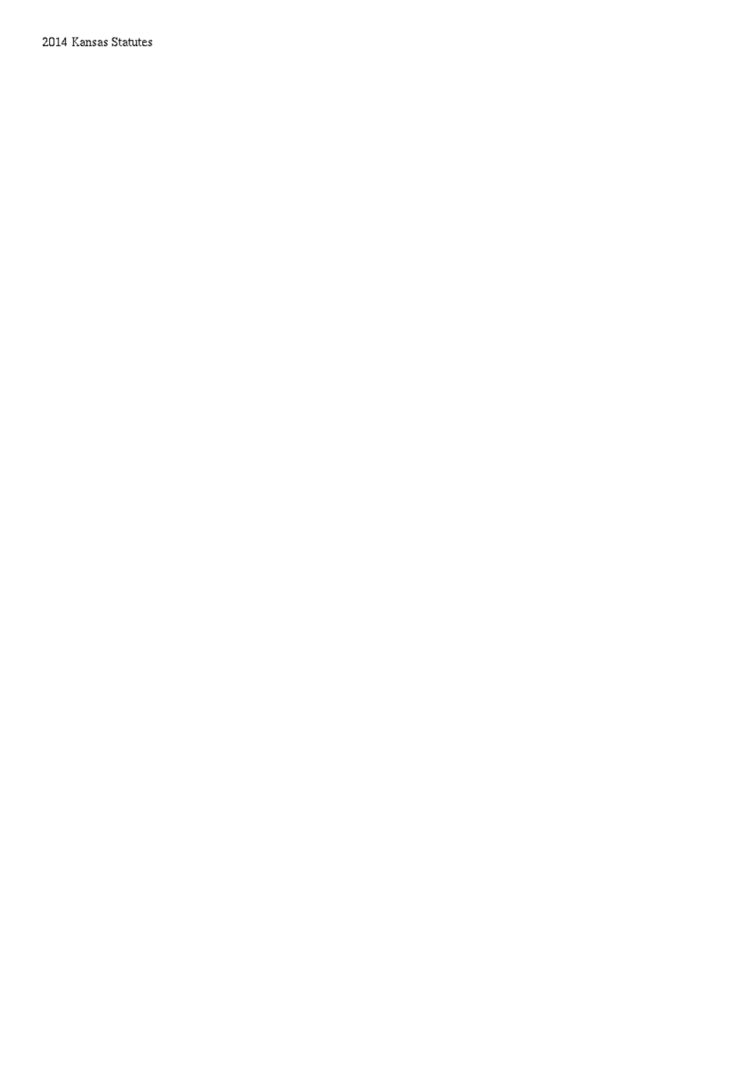2014 Kansas Statutes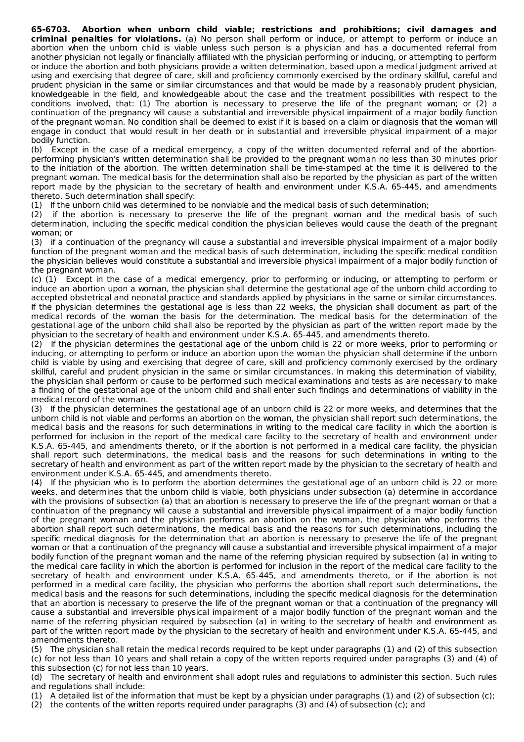**65-6703. Abortion when unborn child viable; restrictions and prohibitions; civil damages and criminal penalties for violations.** (a) No person shall perform or induce, or attempt to perform or induce an abortion when the unborn child is viable unless such person is a physician and has a documented referral from another physician not legally or financially affiliated with the physician performing or inducing, or attempting to perform or induce the abortion and both physicians provide a written determination, based upon a medical judgment arrived at using and exercising that degree of care, skill and proficiency commonly exercised by the ordinary skillful, careful and prudent physician in the same or similar circumstances and that would be made by a reasonably prudent physician, knowledgeable in the field, and knowledgeable about the case and the treatment possibilities with respect to the conditions involved, that: (1) The abortion is necessary to preserve the life of the pregnant woman; or (2) a continuation of the pregnancy will cause a substantial and irreversible physical impairment of a major bodily function of the pregnant woman. No condition shall be deemed to exist if it is based on a claim or diagnosis that the woman will engage in conduct that would result in her death or in substantial and irreversible physical impairment of a major bodily function.

(b) Except in the case of a medical emergency, a copy of the written documented referral and of the abortion-performing physician's written determination shall be provided to the pregnant woman no less than 30 minutes prior to the initiation of the abortion. The written determination shall be time-stamped at the time it is delivered to the pregnant woman. The medical basis for the determination shall also be reported by the physician as part of the written report made by the physician to the secretary of health and environment under K.S.A. 65-445, and amendments thereto. Such determination shall specify:

(1) If the unborn child was determined to be nonviable and the medical basis of such determination;

(2) if the abortion is necessary to preserve the life of the pregnant woman and the medical basis of such determination, including the specific medical condition the physician believes would cause the death of the pregnant woman; or

(3) if a continuation of the pregnancy will cause a substantial and irreversible physical impairment of a major bodily function of the pregnant woman and the medical basis of such determination, including the specific medical condition the physician believes would constitute a substantial and irreversible physical impairment of a major bodily function of the pregnant woman.

(c) (1) Except in the case of a medical emergency, prior to performing or inducing, or attempting to perform or induce an abortion upon a woman, the physician shall determine the gestational age of the unborn child according to accepted obstetrical and neonatal practice and standards applied by physicians in the same or similar circumstances. If the physician determines the gestational age is less than 22 weeks, the physician shall document as part of the medical records of the woman the basis for the determination. The medical basis for the determination of the gestational age of the unborn child shall also be reported by the physician as part of the written report made by the physician to the secretary of health and environment under K.S.A. 65-445, and amendments thereto.

(2) If the physician determines the gestational age of the unborn child is 22 or more weeks, prior to performing or inducing, or attempting to perform or induce an abortion upon the woman the physician shall determine if the unborn child is viable by using and exercising that degree of care, skill and proficiency commonly exercised by the ordinary skillful, careful and prudent physician in the same or similar circumstances. In making this determination of viability, the physician shall perform or cause to be performed such medical examinations and tests as are necessary to make a finding of the gestational age of the unborn child and shall enter such findings and determinations of viability in the medical record of the woman.

(3) If the physician determines the gestational age of an unborn child is 22 or more weeks, and determines that the unborn child is not viable and performs an abortion on the woman, the physician shall report such determinations, the medical basis and the reasons for such determinations in writing to the medical care facility in which the abortion is performed for inclusion in the report of the medical care facility to the secretary of health and environment under K.S.A. 65-445, and amendments thereto, or if the abortion is not performed in a medical care facility, the physician shall report such determinations, the medical basis and the reasons for such determinations in writing to the secretary of health and environment as part of the written report made by the physician to the secretary of health and environment under K.S.A. 65-445, and amendments thereto.

(4) If the physician who is to perform the abortion determines the gestational age of an unborn child is 22 or more weeks, and determines that the unborn child is viable, both physicians under subsection (a) determine in accordance with the provisions of subsection (a) that an abortion is necessary to preserve the life of the pregnant woman or that a continuation of the pregnancy will cause a substantial and irreversible physical impairment of a major bodily function of the pregnant woman and the physician performs an abortion on the woman, the physician who performs the abortion shall report such determinations, the medical basis and the reasons for such determinations, including the specific medical diagnosis for the determination that an abortion is necessary to preserve the life of the pregnant woman or that a continuation of the pregnancy will cause a substantial and irreversible physical impairment of a major bodily function of the pregnant woman and the name of the referring physician required by subsection (a) in writing to the medical care facility in which the abortion is performed for inclusion in the report of the medical care facility to the secretary of health and environment under K.S.A. 65-445, and amendments thereto, or if the abortion is not performed in a medical care facility, the physician who performs the abortion shall report such determinations, the medical basis and the reasons for such determinations, including the specific medical diagnosis for the determination that an abortion is necessary to preserve the life of the pregnant woman or that a continuation of the pregnancy will cause a substantial and irreversible physical impairment of a major bodily function of the pregnant woman and the name of the referring physician required by subsection (a) in writing to the secretary of health and environment as part of the written report made by the physician to the secretary of health and environment under K.S.A. 65-445, and amendments thereto.

(5) The physician shall retain the medical records required to be kept under paragraphs (1) and (2) of this subsection (c) for not less than 10 years and shall retain a copy of the written reports required under paragraphs (3) and (4) of this subsection (c) for not less than 10 years.

(d) The secretary of health and environment shall adopt rules and regulations to administer this section. Such rules and regulations shall include:

(1) A detailed list of the information that must be kept by a physician under paragraphs (1) and (2) of subsection (c);

(2) the contents of the written reports required under paragraphs (3) and (4) of subsection (c); and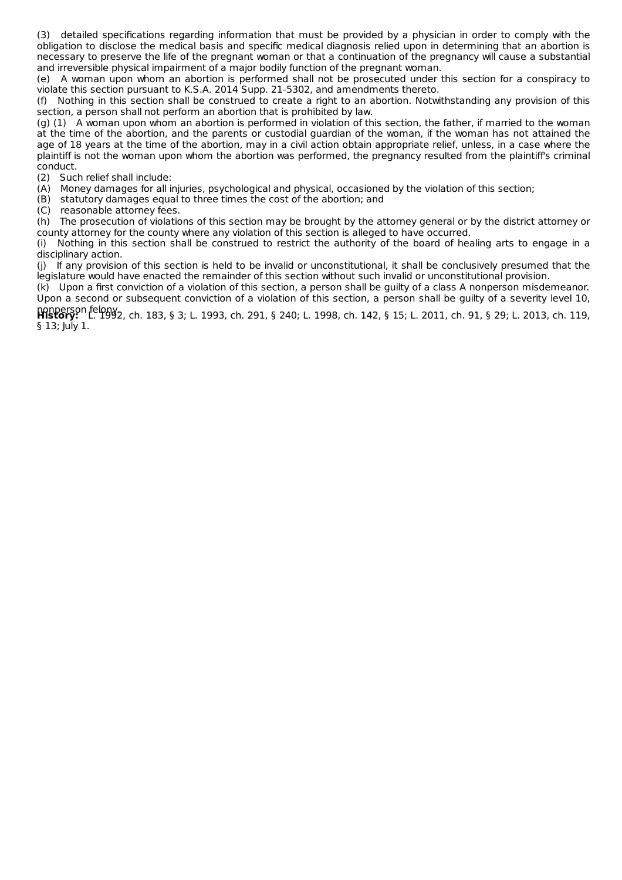(3) detailed specifications regarding information that must be provided by a physician in order to comply with the obligation to disclose the medical basis and specific medical diagnosis relied upon in determining that an abortion is necessary to preserve the life of the pregnant woman or that a continuation of the pregnancy will cause a substantial and irreversible physical impairment of a major bodily function of the pregnant woman.

(e) A woman upon whom an abortion is performed shall not be prosecuted under this section for a conspiracy to violate this section pursuant to K.S.A. 2014 Supp. 21-5302, and amendments thereto.

(f) Nothing in this section shall be construed to create a right to an abortion. Notwithstanding any provision of this section, a person shall not perform an abortion that is prohibited by law.

(g) (1) A woman upon whom an abortion is performed in violation of this section, the father, if married to the woman at the time of the abortion, and the parents or custodial guardian of the woman, if the woman has not attained the age of 18 years at the time of the abortion, may in a civil action obtain appropriate relief, unless, in a case where the plaintiff is not the woman upon whom the abortion was performed, the pregnancy resulted from the plaintiff's criminal conduct.

(2) Such relief shall include:

(A) Money damages for all injuries, psychological and physical, occasioned by the violation of this section;

(B) statutory damages equal to three times the cost of the abortion; and

(C) reasonable attorney fees.

(h) The prosecution of violations of this section may be brought by the attorney general or by the district attorney or county attorney for the county where any violation of this section is alleged to have occurred.

(i) Nothing in this section shall be construed to restrict the authority of the board of healing arts to engage in a disciplinary action.

(j) If any provision of this section is held to be invalid or unconstitutional, it shall be conclusively presumed that the legislature would have enacted the remainder of this section without such invalid or unconstitutional provision.

(k) Upon a first conviction of a violation of this section, a person shall be guilty of a class A nonperson misdemeanor. Upon a second or subsequent conviction of a violation of this section, a person shall be guilty of a severity level 10, nonperson felony.

**History:** L. 1992, ch. 183, § 3; L. 1993, ch. 291, § 240; L. 1998, ch. 142, § 15; L. 2011, ch. 91, § 29; L. 2013, ch. 119, § 13; July 1.